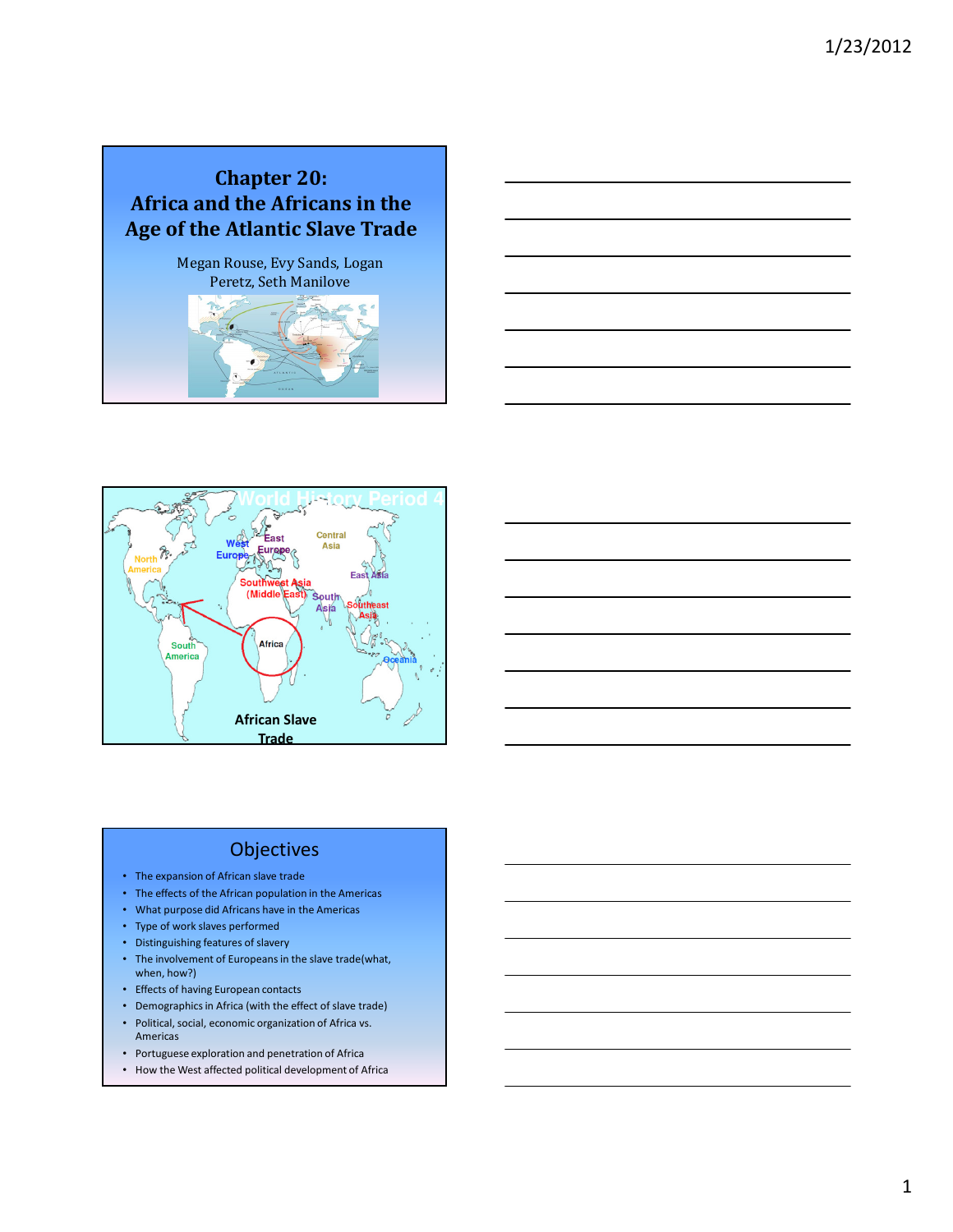# Chapter 20:
# Africa and the Africans in the Age of the Atlantic Slave Trade

Megan Rouse, Evy Sands, Logan Peretz, Seth Manilove

World History Period 4

North America, West Europe, East Europe, Central Asia, Southwest Asia (Middle East), South Asia, East Asia, Southeast Asia, South America, Africa, Oceania

African Slave Trade

## Objectives

- The expansion of African slave trade
- The effects of the African population in the Americas
- What purpose did Africans have in the Americas
- Type of work slaves performed
- Distinguishing features of slavery
- The involvement of Europeans in the slave trade(what, when, how?)
- Effects of having European contacts
- Demographics in Africa (with the effect of slave trade)
- Political, social, economic organization of Africa vs. Americas
- Portuguese exploration and penetration of Africa
- How the West affected political development of Africa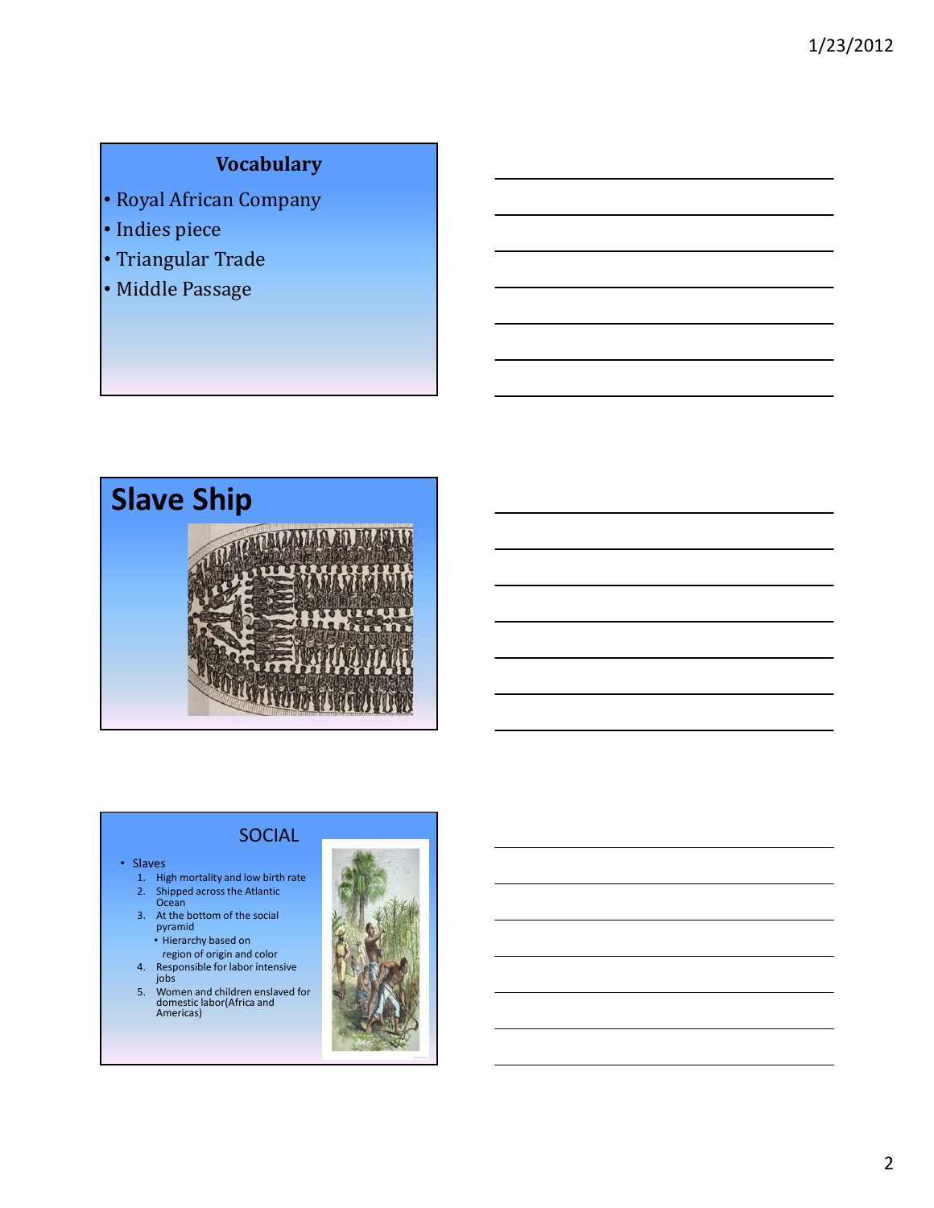## Vocabulary

- Royal African Company
- Indies piece
- Triangular Trade
- Middle Passage

## Slave Ship

## SOCIAL

- Slaves
  1. High mortality and low birth rate
  2. Shipped across the Atlantic Ocean
  3. At the bottom of the social pyramid
     - Hierarchy based on region of origin and color
  4. Responsible for labor intensive jobs
  5. Women and children enslaved for domestic labor(Africa and Americas)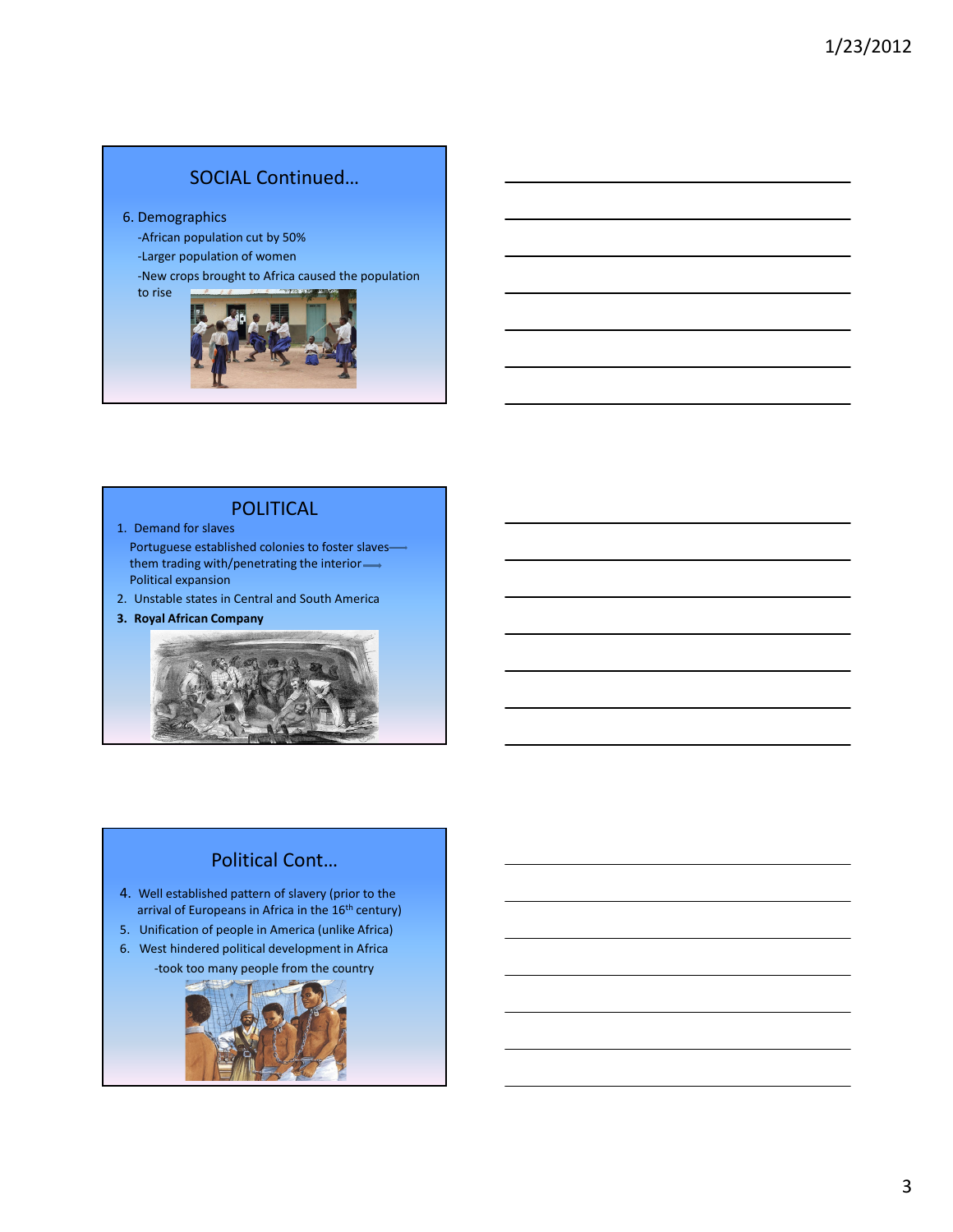## SOCIAL Continued…

6. Demographics
   - -African population cut by 50%
   - -Larger population of women
   - -New crops brought to Africa caused the population to rise

## POLITICAL

1. Demand for slaves
   Portuguese established colonies to foster slaves ⟶ them trading with/penetrating the interior ⟶ Political expansion
2. Unstable states in Central and South America
3. **Royal African Company**

## Political Cont…

4. Well established pattern of slavery (prior to the arrival of Europeans in Africa in the 16th century)
5. Unification of people in America (unlike Africa)
6. West hindered political development in Africa
   - -took too many people from the country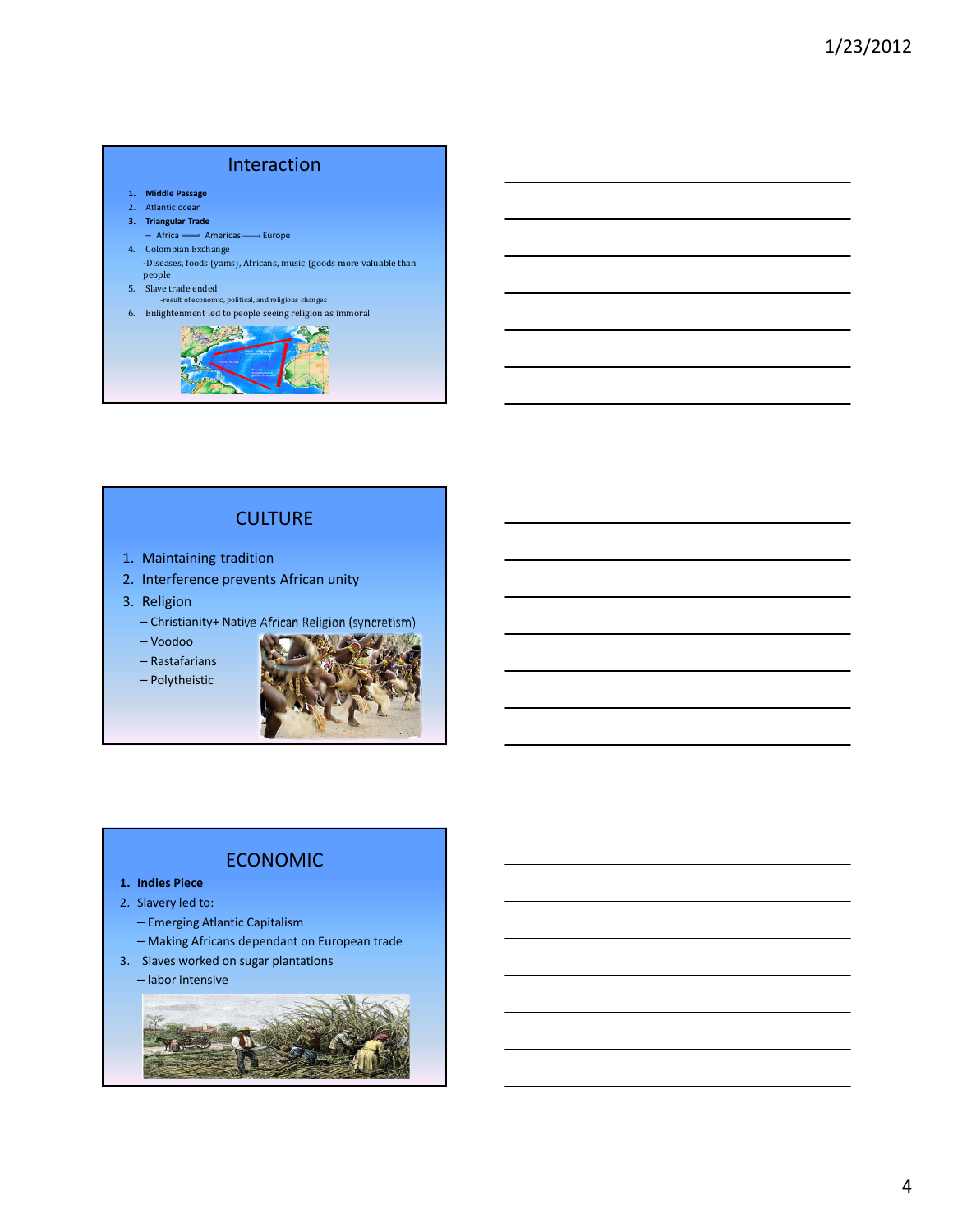## Interaction

1. **Middle Passage**
2. Atlantic ocean
3. **Triangular Trade**
   - Africa ⟶ Americas ⟶ Europe
4. Colombian Exchange
   -Diseases, foods (yams), Africans, music (goods more valuable than people
5. Slave trade ended
   -result of economic, political, and religious changes
6. Enlightenment led to people seeing religion as immoral

## CULTURE

1. Maintaining tradition
2. Interference prevents African unity
3. Religion
   – Christianity+ Native African Religion (syncretism)
   – Voodoo
   – Rastafarians
   – Polytheistic

## ECONOMIC

1. **Indies Piece**
2. Slavery led to:
   – Emerging Atlantic Capitalism
   – Making Africans dependant on European trade
3. Slaves worked on sugar plantations
   – labor intensive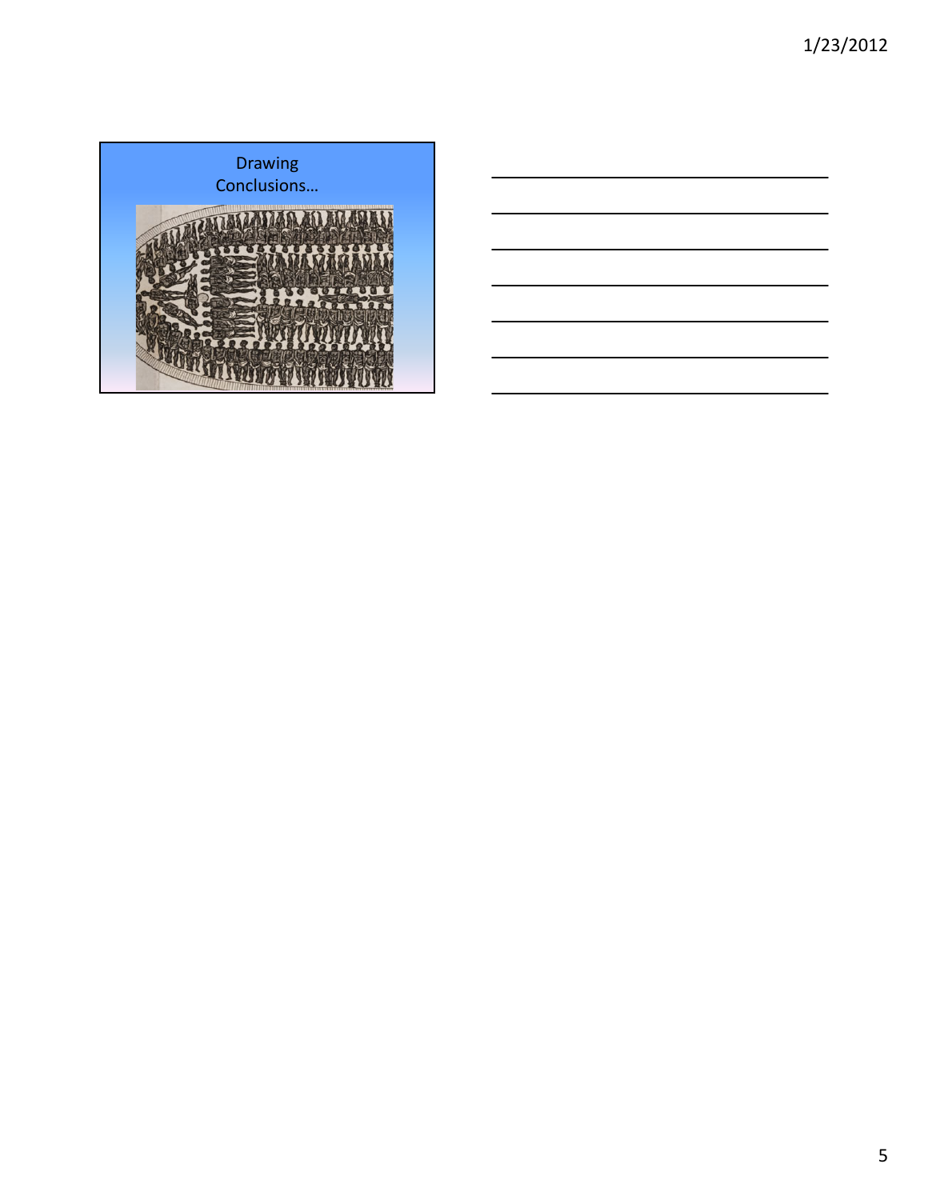Drawing Conclusions…